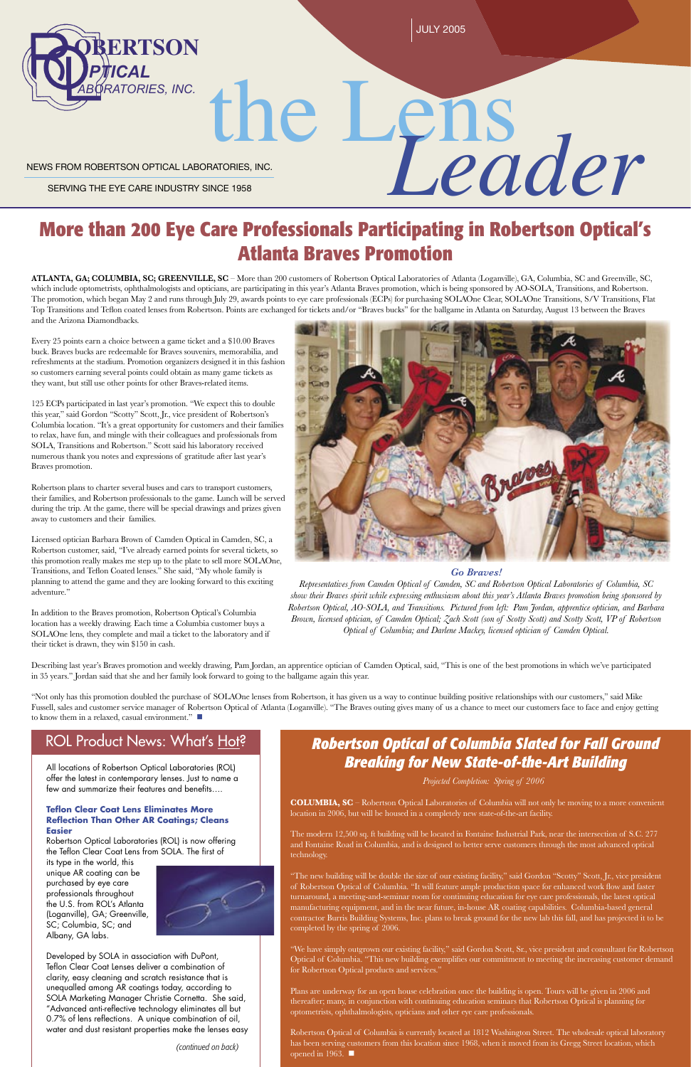JULY 2005

ROBERTSON OPTICAL LABORATORIES, INC.

# the Lens *Leader*

NEWS FROM ROBERTSON OPTICAL LABORATORIES, INC.

SERVING THE EYE CARE INDUSTRY SINCE 1958

## More than 200 Eye Care Professionals Participating in Robertson Optical's Atlanta Braves Promotion

**ATLANTA, GA; COLUMBIA, SC; GREENVILLE, SC** – More than 200 customers of Robertson Optical Laboratories of Atlanta (Loganville), GA, Columbia, SC and Greenville, SC, which include optometrists, ophthalmologists and opticians, are participating in this year's Atlanta Braves promotion, which is being sponsored by AO-SOLA, Transitions, and Robertson. The promotion, which began May 2 and runs through July 29, awards points to eye care professionals (ECPs) for purchasing SOLAOne Clear, SOLAOne Transitions, S/V Transitions, Flat Top Transitions and Teflon coated lenses from Robertson. Points are exchanged for tickets and/or "Braves bucks" for the ballgame in Atlanta on Saturday, August 13 between the Braves and the Arizona Diamondbacks.

Every 25 points earn a choice between a game ticket and a $10.00 Braves buck. Braves bucks are redeemable for Braves souvenirs, memorabilia, and refreshments at the stadium. Promotion organizers designed it in this fashion so customers earning several points could obtain as many game tickets as they want, but still use other points for other Braves-related items.

125 ECPs participated in last year's promotion. "We expect this to double this year," said Gordon "Scotty" Scott, Jr., vice president of Robertson's Columbia location. "It's a great opportunity for customers and their families to relax, have fun, and mingle with their colleagues and professionals from SOLA, Transitions and Robertson." Scott said his laboratory received numerous thank you notes and expressions of gratitude after last year's Braves promotion.

Robertson plans to charter several buses and cars to transport customers, their families, and Robertson professionals to the game. Lunch will be served during the trip. At the game, there will be special drawings and prizes given away to customers and their families.

Licensed optician Barbara Brown of Camden Optical in Camden, SC, a Robertson customer, said, "I've already earned points for several tickets, so this promotion really makes me step up to the plate to sell more SOLAOne, Transitions, and Teflon Coated lenses." She said, "My whole family is planning to attend the game and they are looking forward to this exciting adventure."

In addition to the Braves promotion, Robertson Optical's Columbia location has a weekly drawing. Each time a Columbia customer buys a SOLAOne lens, they complete and mail a ticket to the laboratory and if their ticket is drawn, they win $150 in cash.

***Go Braves!***

*Representatives from Camden Optical of Camden, SC and Robertson Optical Laboratories of Columbia, SC show their Braves spirit while expressing enthusiasm about this year's Atlanta Braves promotion being sponsored by Robertson Optical, AO-SOLA, and Transitions. Pictured from left: Pam Jordan, apprentice optician, and Barbara Brown, licensed optician, of Camden Optical; Zach Scott (son of Scotty Scott) and Scotty Scott, VP of Robertson Optical of Columbia; and Darlene Mackey, licensed optician of Camden Optical.*

Describing last year's Braves promotion and weekly drawing, Pam Jordan, an apprentice optician of Camden Optical, said, "This is one of the best promotions in which we've participated in 35 years." Jordan said that she and her family look forward to going to the ballgame again this year.

"Not only has this promotion doubled the purchase of SOLAOne lenses from Robertson, it has given us a way to continue building positive relationships with our customers," said Mike Fussell, sales and customer service manager of Robertson Optical of Atlanta (Loganville). "The Braves outing gives many of us a chance to meet our customers face to face and enjoy getting to know them in a relaxed, casual environment." ■

## ROL Product News: What's Hot?

All locations of Robertson Optical Laboratories (ROL) offer the latest in contemporary lenses. Just to name a few and summarize their features and benefits….

### Teflon Clear Coat Lens Eliminates More Reflection Than Other AR Coatings; Cleans Easier

Robertson Optical Laboratories (ROL) is now offering the Teflon Clear Coat Lens from SOLA. The first of its type in the world, this unique AR coating can be purchased by eye care professionals throughout the U.S. from ROL's Atlanta (Loganville), GA; Greenville, SC; Columbia, SC; and Albany, GA labs.

Developed by SOLA in association with DuPont, Teflon Clear Coat Lenses deliver a combination of clarity, easy cleaning and scratch resistance that is unequalled among AR coatings today, according to SOLA Marketing Manager Christie Cornetta. She said, "Advanced anti-reflective technology eliminates all but 0.7% of lens reflections. A unique combination of oil, water and dust resistant properties make the lenses easy

*(continued on back)*

## Robertson Optical of Columbia Slated for Fall Ground Breaking for New State-of-the-Art Building

*Projected Completion: Spring of 2006*

**COLUMBIA, SC** – Robertson Optical Laboratories of Columbia will not only be moving to a more convenient location in 2006, but will be housed in a completely new state-of-the-art facility.

The modern 12,500 sq. ft building will be located in Fontaine Industrial Park, near the intersection of S.C. 277 and Fontaine Road in Columbia, and is designed to better serve customers through the most advanced optical technology.

"The new building will be double the size of our existing facility," said Gordon "Scotty" Scott, Jr., vice president of Robertson Optical of Columbia. "It will feature ample production space for enhanced work flow and faster turnaround, a meeting-and-seminar room for continuing education for eye care professionals, the latest optical manufacturing equipment, and in the near future, in-house AR coating capabilities. Columbia-based general contractor Burris Building Systems, Inc. plans to break ground for the new lab this fall, and has projected it to be completed by the spring of 2006.

"We have simply outgrown our existing facility," said Gordon Scott, Sr., vice president and consultant for Robertson Optical of Columbia. "This new building exemplifies our commitment to meeting the increasing customer demand for Robertson Optical products and services."

Plans are underway for an open house celebration once the building is open. Tours will be given in 2006 and thereafter; many, in conjunction with continuing education seminars that Robertson Optical is planning for optometrists, ophthalmologists, opticians and other eye care professionals.

Robertson Optical of Columbia is currently located at 1812 Washington Street. The wholesale optical laboratory has been serving customers from this location since 1968, when it moved from its Gregg Street location, which opened in 1963. ■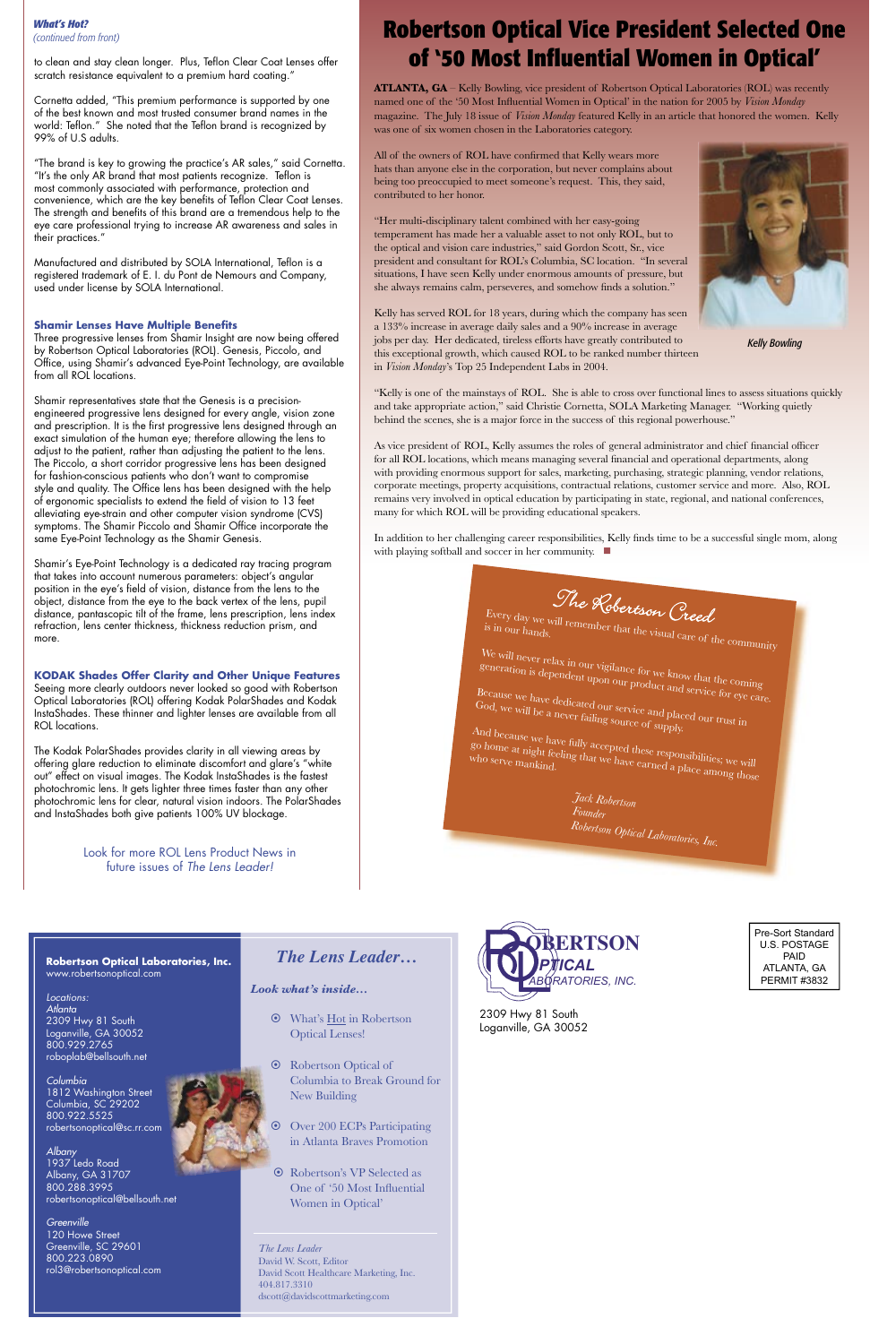*What's Hot?*
*(continued from front)*

to clean and stay clean longer. Plus, Teflon Clear Coat Lenses offer scratch resistance equivalent to a premium hard coating."

Cornetta added, "This premium performance is supported by one of the best known and most trusted consumer brand names in the world: Teflon." She noted that the Teflon brand is recognized by 99% of U.S adults.

"The brand is key to growing the practice's AR sales," said Cornetta. "It's the only AR brand that most patients recognize. Teflon is most commonly associated with performance, protection and convenience, which are the key benefits of Teflon Clear Coat Lenses. The strength and benefits of this brand are a tremendous help to the eye care professional trying to increase AR awareness and sales in their practices."

Manufactured and distributed by SOLA International, Teflon is a registered trademark of E. I. du Pont de Nemours and Company, used under license by SOLA International.

### Shamir Lenses Have Multiple Benefits

Three progressive lenses from Shamir Insight are now being offered by Robertson Optical Laboratories (ROL). Genesis, Piccolo, and Office, using Shamir's advanced Eye-Point Technology, are available from all ROL locations.

Shamir representatives state that the Genesis is a precision-engineered progressive lens designed for every angle, vision zone and prescription. It is the first progressive lens designed through an exact simulation of the human eye; therefore allowing the lens to adjust to the patient, rather than adjusting the patient to the lens. The Piccolo, a short corridor progressive lens has been designed for fashion-conscious patients who don't want to compromise style and quality. The Office lens has been designed with the help of ergonomic specialists to extend the field of vision to 13 feet alleviating eye-strain and other computer vision syndrome (CVS) symptoms. The Shamir Piccolo and Shamir Office incorporate the same Eye-Point Technology as the Shamir Genesis.

Shamir's Eye-Point Technology is a dedicated ray tracing program that takes into account numerous parameters: object's angular position in the eye's field of vision, distance from the lens to the object, distance from the eye to the back vertex of the lens, pupil distance, pantascopic tilt of the frame, lens prescription, lens index refraction, lens center thickness, thickness reduction prism, and more.

### KODAK Shades Offer Clarity and Other Unique Features

Seeing more clearly outdoors never looked so good with Robertson Optical Laboratories (ROL) offering Kodak PolarShades and Kodak InstaShades. These thinner and lighter lenses are available from all ROL locations.

The Kodak PolarShades provides clarity in all viewing areas by offering glare reduction to eliminate discomfort and glare's "white out" effect on visual images. The Kodak InstaShades is the fastest photochromic lens. It gets lighter three times faster than any other photochromic lens for clear, natural vision indoors. The PolarShades and InstaShades both give patients 100% UV blockage.

Look for more ROL Lens Product News in future issues of *The Lens Leader!*

# Robertson Optical Vice President Selected One of '50 Most Influential Women in Optical'

**ATLANTA, GA** – Kelly Bowling, vice president of Robertson Optical Laboratories (ROL) was recently named one of the '50 Most Influential Women in Optical' in the nation for 2005 by *Vision Monday* magazine. The July 18 issue of *Vision Monday* featured Kelly in an article that honored the women. Kelly was one of six women chosen in the Laboratories category.

All of the owners of ROL have confirmed that Kelly wears more hats than anyone else in the corporation, but never complains about being too preoccupied to meet someone's request. This, they said, contributed to her honor.

"Her multi-disciplinary talent combined with her easy-going temperament has made her a valuable asset to not only ROL, but to the optical and vision care industries," said Gordon Scott, Sr., vice president and consultant for ROL's Columbia, SC location. "In several situations, I have seen Kelly under enormous amounts of pressure, but she always remains calm, perseveres, and somehow finds a solution."

Kelly has served ROL for 18 years, during which the company has seen a 133% increase in average daily sales and a 90% increase in average jobs per day. Her dedicated, tireless efforts have greatly contributed to this exceptional growth, which caused ROL to be ranked number thirteen in *Vision Monday*'s Top 25 Independent Labs in 2004.

*Kelly Bowling*

"Kelly is one of the mainstays of ROL. She is able to cross over functional lines to assess situations quickly and take appropriate action," said Christie Cornetta, SOLA Marketing Manager. "Working quietly behind the scenes, she is a major force in the success of this regional powerhouse."

As vice president of ROL, Kelly assumes the roles of general administrator and chief financial officer for all ROL locations, which means managing several financial and operational departments, along with providing enormous support for sales, marketing, purchasing, strategic planning, vendor relations, corporate meetings, property acquisitions, contractual relations, customer service and more. Also, ROL remains very involved in optical education by participating in state, regional, and national conferences, many for which ROL will be providing educational speakers.

In addition to her challenging career responsibilities, Kelly finds time to be a successful single mom, along with playing softball and soccer in her community.

## The Robertson Creed

Every day we will remember that the visual care of the community is in our hands.

We will never relax in our vigilance for we know that the coming generation is dependent upon our product and service for eye care.

Because we have dedicated our service and placed our trust in God, we will be a never failing source of supply.

And because we have fully accepted these responsibilities; we will go home at night feeling that we have earned a place among those who serve mankind.

*Jack Robertson*
*Founder*
*Robertson Optical Laboratories, Inc.*

**Robertson Optical Laboratories, Inc.**
www.robertsonoptical.com

*Locations:*

*Atlanta*
2309 Hwy 81 South
Loganville, GA 30052
800.929.2765
roboplab@bellsouth.net

*Columbia*
1812 Washington Street
Columbia, SC 29202
800.922.5525
robertsonoptical@sc.rr.com

*Albany*
1937 Ledo Road
Albany, GA 31707
800.288.3995
robertsonoptical@bellsouth.net

*Greenville*
120 Howe Street
Greenville, SC 29601
800.223.0890
rol3@robertsonoptical.com

## *The Lens Leader…*

***Look what's inside…***

- What's Hot in Robertson Optical Lenses!
- Robertson Optical of Columbia to Break Ground for New Building
- Over 200 ECPs Participating in Atlanta Braves Promotion
- Robertson's VP Selected as One of '50 Most Influential Women in Optical'

*The Lens Leader*
David W. Scott, Editor
David Scott Healthcare Marketing, Inc.
404.817.3310
dscott@davidscottmarketing.com

ROBERTSON OPTICAL LABORATORIES, INC.
2309 Hwy 81 South
Loganville, GA 30052

Pre-Sort Standard
U.S. POSTAGE
PAID
ATLANTA, GA
PERMIT #3832